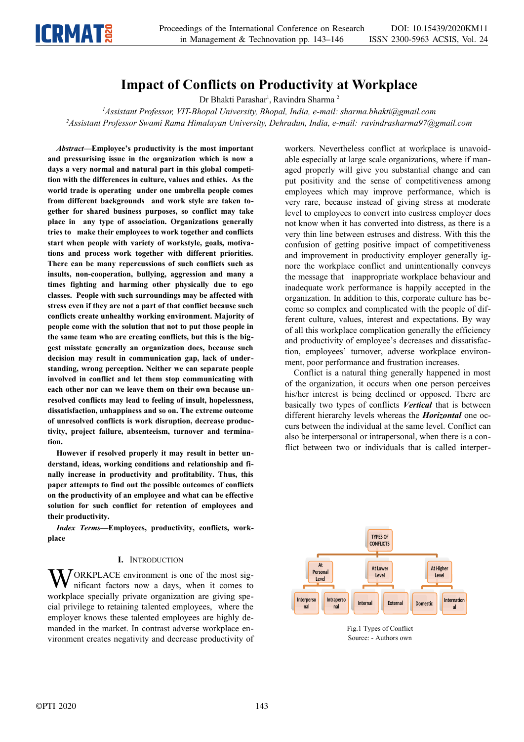# Impact of Conflicts on Productivity at Workplace

Dr Bhakti Parashar[1], Ravindra Sharma [2]

[1]*Assistant Professor, VIT-Bhopal University, Bhopal, India, e-mail: sharma.bhakti@gmail.com*

[2]*Assistant Professor Swami Rama Himalayan University, Dehradun, India, e-mail: ravindrasharma97@gmail.com*

***Abstract*—Employee's productivity is the most important and pressurising issue in the organization which is now a days a very normal and natural part in this global competition with the differences in culture, values and ethics. As the world trade is operating under one umbrella people comes from different backgrounds and work style are taken together for shared business purposes, so conflict may take place in any type of association. Organizations generally tries to make their employees to work together and conflicts start when people with variety of workstyle, goals, motivations and process work together with different priorities. There can be many repercussions of such conflicts such as insults, non-cooperation, bullying, aggression and many a times fighting and harming other physically due to ego classes. People with such surroundings may be affected with stress even if they are not a part of that conflict because such conflicts create unhealthy working environment. Majority of people come with the solution that not to put those people in the same team who are creating conflicts, but this is the biggest misstate generally an organization does, because such decision may result in communication gap, lack of understanding, wrong perception. Neither we can separate people involved in conflict and let them stop communicating with each other nor can we leave them on their own because unresolved conflicts may lead to feeling of insult, hopelessness, dissatisfaction, unhappiness and so on. The extreme outcome of unresolved conflicts is work disruption, decrease productivity, project failure, absenteeism, turnover and termination.**

**However if resolved properly it may result in better understand, ideas, working conditions and relationship and finally increase in productivity and profitability. Thus, this paper attempts to find out the possible outcomes of conflicts on the productivity of an employee and what can be effective solution for such conflict for retention of employees and their productivity.**

***Index Terms*—Employees, productivity, conflicts, workplace**

## I. Introduction

WORKPLACE environment is one of the most significant factors now a days, when it comes to workplace specially private organization are giving special privilege to retaining talented employees, where the employer knows these talented employees are highly demanded in the market. In contrast adverse workplace environment creates negativity and decrease productivity of workers. Nevertheless conflict at workplace is unavoidable especially at large scale organizations, where if managed properly will give you substantial change and can put positivity and the sense of competitiveness among employees which may improve performance, which is very rare, because instead of giving stress at moderate level to employees to convert into eustress employer does not know when it has converted into distress, as there is a very thin line between estruses and distress. With this the confusion of getting positive impact of competitiveness and improvement in productivity employer generally ignore the workplace conflict and unintentionally conveys the message that inappropriate workplace behaviour and inadequate work performance is happily accepted in the organization. In addition to this, corporate culture has become so complex and complicated with the people of different culture, values, interest and expectations. By way of all this workplace complication generally the efficiency and productivity of employee's decreases and dissatisfaction, employees' turnover, adverse workplace environment, poor performance and frustration increases.

Conflict is a natural thing generally happened in most of the organization, it occurs when one person perceives his/her interest is being declined or opposed. There are basically two types of conflicts ***Vertical*** that is between different hierarchy levels whereas the ***Horizontal*** one occurs between the individual at the same level. Conflict can also be interpersonal or intrapersonal, when there is a conflict between two or individuals that is called interper-

Fig.1 Types of Conflict
Source: - Authors own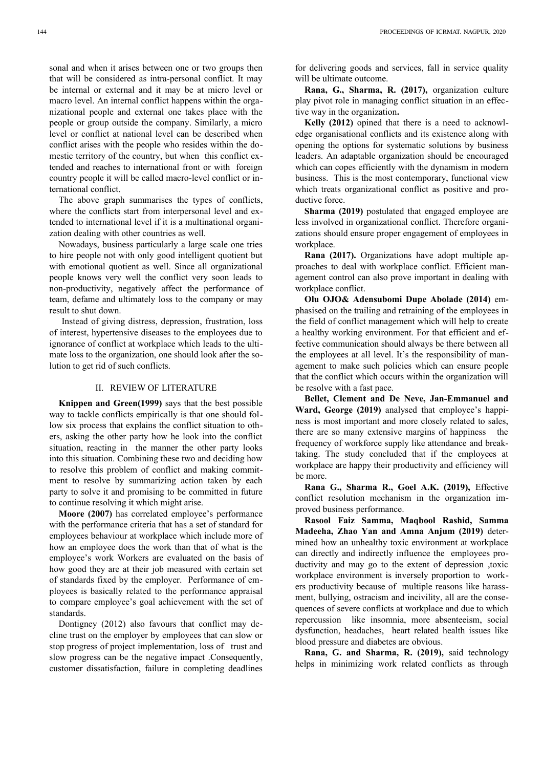sonal and when it arises between one or two groups then that will be considered as intra-personal conflict. It may be internal or external and it may be at micro level or macro level. An internal conflict happens within the organizational people and external one takes place with the people or group outside the company. Similarly, a micro level or conflict at national level can be described when conflict arises with the people who resides within the domestic territory of the country, but when this conflict extended and reaches to international front or with foreign country people it will be called macro-level conflict or international conflict.

The above graph summarises the types of conflicts, where the conflicts start from interpersonal level and extended to international level if it is a multinational organization dealing with other countries as well.

Nowadays, business particularly a large scale one tries to hire people not with only good intelligent quotient but with emotional quotient as well. Since all organizational people knows very well the conflict very soon leads to non-productivity, negatively affect the performance of team, defame and ultimately loss to the company or may result to shut down.

Instead of giving distress, depression, frustration, loss of interest, hypertensive diseases to the employees due to ignorance of conflict at workplace which leads to the ultimate loss to the organization, one should look after the solution to get rid of such conflicts.

## II. REVIEW OF LITERATURE

**Knippen and Green(1999)** says that the best possible way to tackle conflicts empirically is that one should follow six process that explains the conflict situation to others, asking the other party how he look into the conflict situation, reacting in the manner the other party looks into this situation. Combining these two and deciding how to resolve this problem of conflict and making commitment to resolve by summarizing action taken by each party to solve it and promising to be committed in future to continue resolving it which might arise.

**Moore (2007)** has correlated employee's performance with the performance criteria that has a set of standard for employees behaviour at workplace which include more of how an employee does the work than that of what is the employee's work Workers are evaluated on the basis of how good they are at their job measured with certain set of standards fixed by the employer. Performance of employees is basically related to the performance appraisal to compare employee's goal achievement with the set of standards.

Dontigney (2012) also favours that conflict may decline trust on the employer by employees that can slow or stop progress of project implementation, loss of trust and slow progress can be the negative impact .Consequently, customer dissatisfaction, failure in completing deadlines for delivering goods and services, fall in service quality will be ultimate outcome.

**Rana, G., Sharma, R. (2017),** organization culture play pivot role in managing conflict situation in an effective way in the organization**.**

**Kelly (2012)** opined that there is a need to acknowledge organisational conflicts and its existence along with opening the options for systematic solutions by business leaders. An adaptable organization should be encouraged which can copes efficiently with the dynamism in modern business. This is the most contemporary, functional view which treats organizational conflict as positive and productive force.

**Sharma (2019)** postulated that engaged employee are less involved in organizational conflict. Therefore organizations should ensure proper engagement of employees in workplace.

**Rana (2017).** Organizations have adopt multiple approaches to deal with workplace conflict. Efficient management control can also prove important in dealing with workplace conflict.

**Olu OJO& Adensubomi Dupe Abolade (2014)** emphasised on the trailing and retraining of the employees in the field of conflict management which will help to create a healthy working environment. For that efficient and effective communication should always be there between all the employees at all level. It's the responsibility of management to make such policies which can ensure people that the conflict which occurs within the organization will be resolve with a fast pace.

**Bellet, Clement and De Neve, Jan-Emmanuel and Ward, George (2019)** analysed that employee's happiness is most important and more closely related to sales, there are so many extensive margins of happiness the frequency of workforce supply like attendance and break-taking. The study concluded that if the employees at workplace are happy their productivity and efficiency will be more.

**Rana G., Sharma R., Goel A.K. (2019),** Effective conflict resolution mechanism in the organization improved business performance.

**Rasool Faiz Samma, Maqbool Rashid, Samma Madeeha, Zhao Yan and Amna Anjum (2019)** determined how an unhealthy toxic environment at workplace can directly and indirectly influence the employees productivity and may go to the extent of depression ,toxic workplace environment is inversely proportion to workers productivity because of multiple reasons like harassment, bullying, ostracism and incivility, all are the consequences of severe conflicts at workplace and due to which repercussion like insomnia, more absenteeism, social dysfunction, headaches, heart related health issues like blood pressure and diabetes are obvious.

**Rana, G. and Sharma, R. (2019),** said technology helps in minimizing work related conflicts as through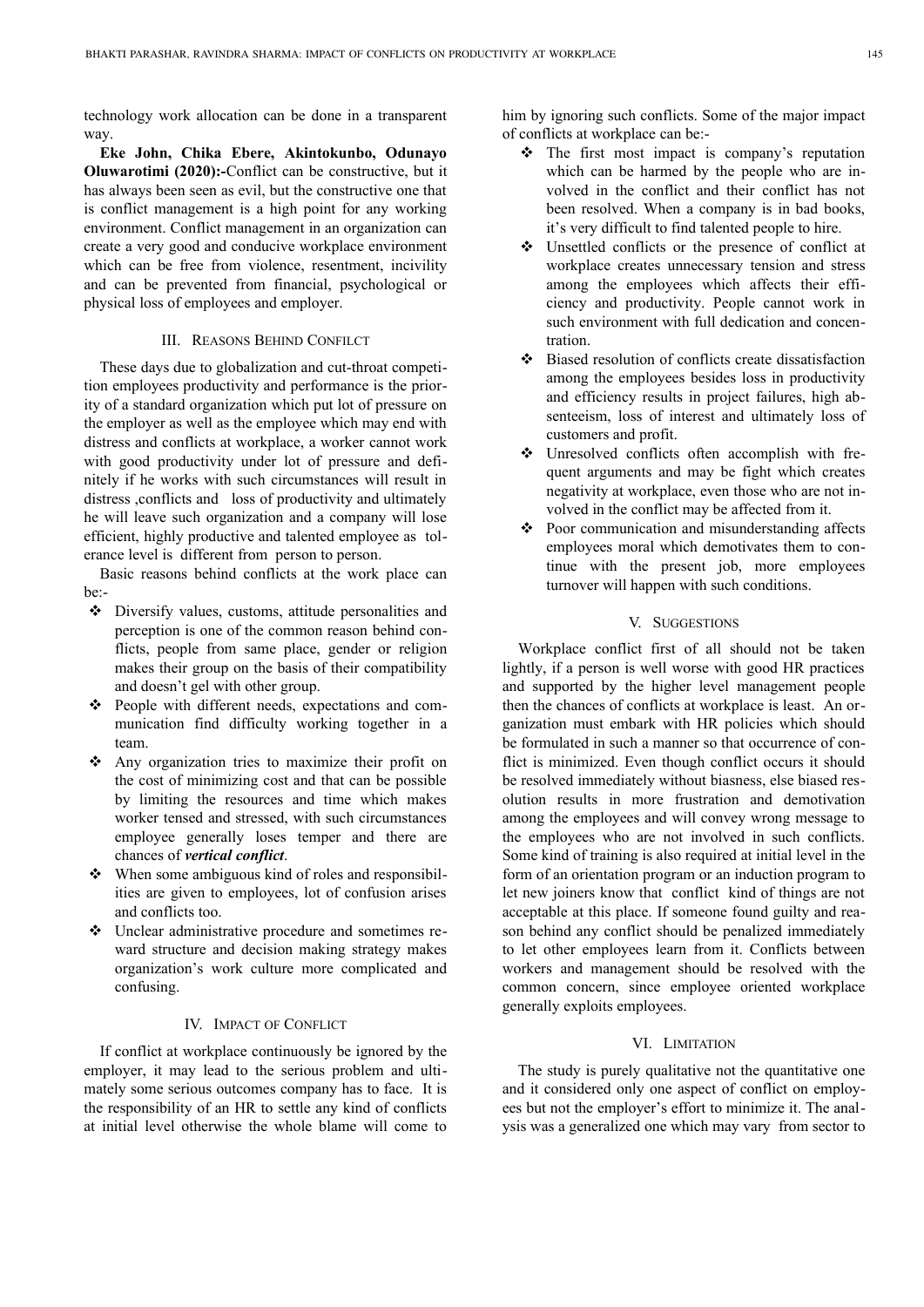technology work allocation can be done in a transparent way.

**Eke John, Chika Ebere, Akintokunbo, Odunayo Oluwarotimi (2020):-**Conflict can be constructive, but it has always been seen as evil, but the constructive one that is conflict management is a high point for any working environment. Conflict management in an organization can create a very good and conducive workplace environment which can be free from violence, resentment, incivility and can be prevented from financial, psychological or physical loss of employees and employer.

## III. Reasons Behind Confilct

These days due to globalization and cut-throat competition employees productivity and performance is the priority of a standard organization which put lot of pressure on the employer as well as the employee which may end with distress and conflicts at workplace, a worker cannot work with good productivity under lot of pressure and definitely if he works with such circumstances will result in distress ,conflicts and loss of productivity and ultimately he will leave such organization and a company will lose efficient, highly productive and talented employee as tolerance level is different from person to person.

Basic reasons behind conflicts at the work place can be:-

- Diversify values, customs, attitude personalities and perception is one of the common reason behind conflicts, people from same place, gender or religion makes their group on the basis of their compatibility and doesn't gel with other group.
- People with different needs, expectations and communication find difficulty working together in a team.
- Any organization tries to maximize their profit on the cost of minimizing cost and that can be possible by limiting the resources and time which makes worker tensed and stressed, with such circumstances employee generally loses temper and there are chances of ***vertical conflict***.
- When some ambiguous kind of roles and responsibilities are given to employees, lot of confusion arises and conflicts too.
- Unclear administrative procedure and sometimes reward structure and decision making strategy makes organization's work culture more complicated and confusing.

## IV. Impact of Conflict

If conflict at workplace continuously be ignored by the employer, it may lead to the serious problem and ultimately some serious outcomes company has to face. It is the responsibility of an HR to settle any kind of conflicts at initial level otherwise the whole blame will come to him by ignoring such conflicts. Some of the major impact of conflicts at workplace can be:-

- The first most impact is company's reputation which can be harmed by the people who are involved in the conflict and their conflict has not been resolved. When a company is in bad books, it's very difficult to find talented people to hire.
- Unsettled conflicts or the presence of conflict at workplace creates unnecessary tension and stress among the employees which affects their efficiency and productivity. People cannot work in such environment with full dedication and concentration.
- Biased resolution of conflicts create dissatisfaction among the employees besides loss in productivity and efficiency results in project failures, high absenteeism, loss of interest and ultimately loss of customers and profit.
- Unresolved conflicts often accomplish with frequent arguments and may be fight which creates negativity at workplace, even those who are not involved in the conflict may be affected from it.
- Poor communication and misunderstanding affects employees moral which demotivates them to continue with the present job, more employees turnover will happen with such conditions.

## V. Suggestions

Workplace conflict first of all should not be taken lightly, if a person is well worse with good HR practices and supported by the higher level management people then the chances of conflicts at workplace is least. An organization must embark with HR policies which should be formulated in such a manner so that occurrence of conflict is minimized. Even though conflict occurs it should be resolved immediately without biasness, else biased resolution results in more frustration and demotivation among the employees and will convey wrong message to the employees who are not involved in such conflicts. Some kind of training is also required at initial level in the form of an orientation program or an induction program to let new joiners know that conflict kind of things are not acceptable at this place. If someone found guilty and reason behind any conflict should be penalized immediately to let other employees learn from it. Conflicts between workers and management should be resolved with the common concern, since employee oriented workplace generally exploits employees.

## VI. Limitation

The study is purely qualitative not the quantitative one and it considered only one aspect of conflict on employees but not the employer's effort to minimize it. The analysis was a generalized one which may vary from sector to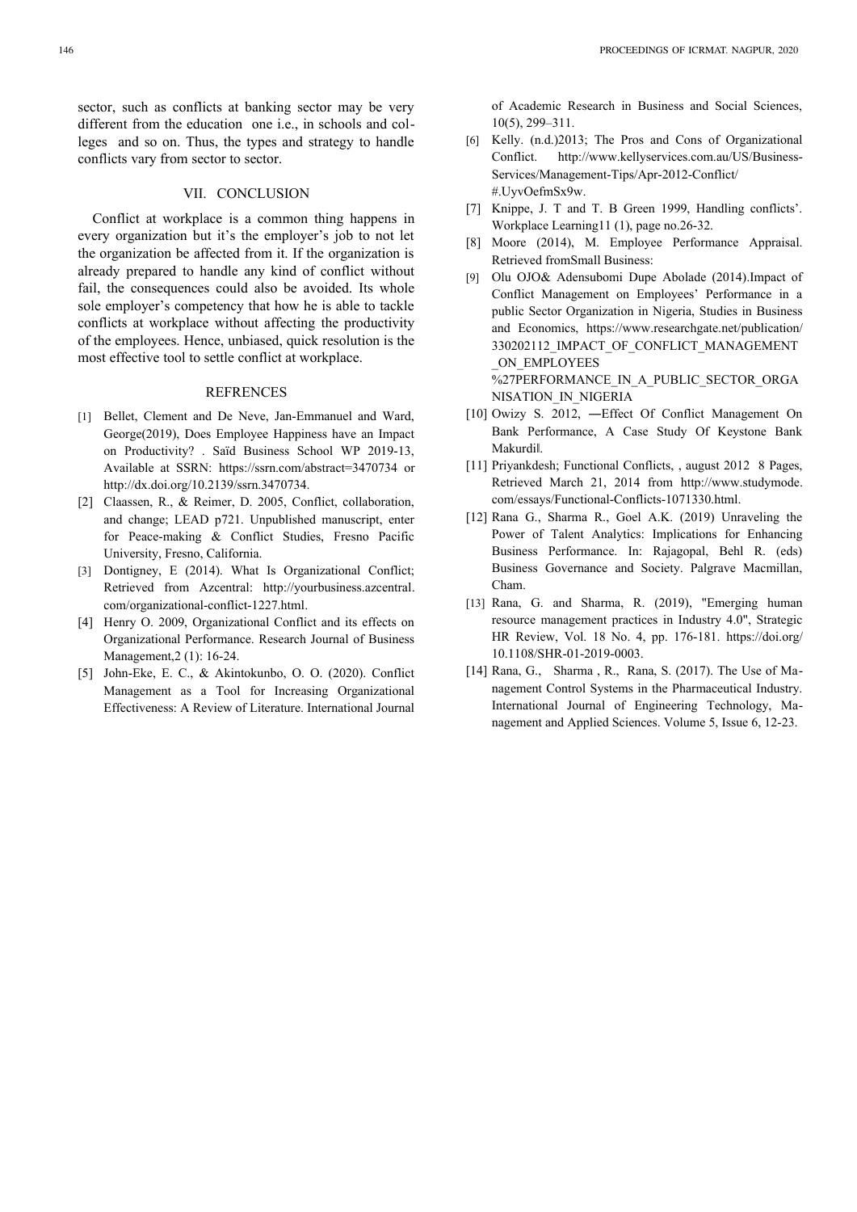sector, such as conflicts at banking sector may be very different from the education one i.e., in schools and colleges and so on. Thus, the types and strategy to handle conflicts vary from sector to sector.

## VII. CONCLUSION

Conflict at workplace is a common thing happens in every organization but it's the employer's job to not let the organization be affected from it. If the organization is already prepared to handle any kind of conflict without fail, the consequences could also be avoided. Its whole sole employer's competency that how he is able to tackle conflicts at workplace without affecting the productivity of the employees. Hence, unbiased, quick resolution is the most effective tool to settle conflict at workplace.

## REFRENCES

[1] Bellet, Clement and De Neve, Jan-Emmanuel and Ward, George(2019), Does Employee Happiness have an Impact on Productivity? . Saïd Business School WP 2019-13, Available at SSRN: https://ssrn.com/abstract=3470734 or http://dx.doi.org/10.2139/ssrn.3470734.

[2] Claassen, R., & Reimer, D. 2005, Conflict, collaboration, and change; LEAD p721. Unpublished manuscript, enter for Peace-making & Conflict Studies, Fresno Pacific University, Fresno, California.

[3] Dontigney, E (2014). What Is Organizational Conflict; Retrieved from Azcentral: http://yourbusiness.azcentral.com/organizational-conflict-1227.html.

[4] Henry O. 2009, Organizational Conflict and its effects on Organizational Performance. Research Journal of Business Management,2 (1): 16-24.

[5] John-Eke, E. C., & Akintokunbo, O. O. (2020). Conflict Management as a Tool for Increasing Organizational Effectiveness: A Review of Literature. International Journal of Academic Research in Business and Social Sciences, 10(5), 299–311.

[6] Kelly. (n.d.)2013; The Pros and Cons of Organizational Conflict. http://www.kellyservices.com.au/US/Business-Services/Management-Tips/Apr-2012-Conflict/#.UyvOefmSx9w.

[7] Knippe, J. T and T. B Green 1999, Handling conflicts'. Workplace Learning11 (1), page no.26-32.

[8] Moore (2014), M. Employee Performance Appraisal. Retrieved fromSmall Business:

[9] Olu OJO& Adensubomi Dupe Abolade (2014).Impact of Conflict Management on Employees' Performance in a public Sector Organization in Nigeria, Studies in Business and Economics, https://www.researchgate.net/publication/330202112_IMPACT_OF_CONFLICT_MANAGEMENT_ON_EMPLOYEES%27PERFORMANCE_IN_A_PUBLIC_SECTOR_ORGANISATION_IN_NIGERIA

[10] Owizy S. 2012, ―Effect Of Conflict Management On Bank Performance, A Case Study Of Keystone Bank Makurdi‖.

[11] Priyankdesh; Functional Conflicts, , august 2012 8 Pages, Retrieved March 21, 2014 from http://www.studymode.com/essays/Functional-Conflicts-1071330.html.

[12] Rana G., Sharma R., Goel A.K. (2019) Unraveling the Power of Talent Analytics: Implications for Enhancing Business Performance. In: Rajagopal, Behl R. (eds) Business Governance and Society. Palgrave Macmillan, Cham.

[13] Rana, G. and Sharma, R. (2019), "Emerging human resource management practices in Industry 4.0", Strategic HR Review, Vol. 18 No. 4, pp. 176-181. https://doi.org/10.1108/SHR-01-2019-0003.

[14] Rana, G., Sharma , R., Rana, S. (2017). The Use of Management Control Systems in the Pharmaceutical Industry. International Journal of Engineering Technology, Management and Applied Sciences. Volume 5, Issue 6, 12-23.